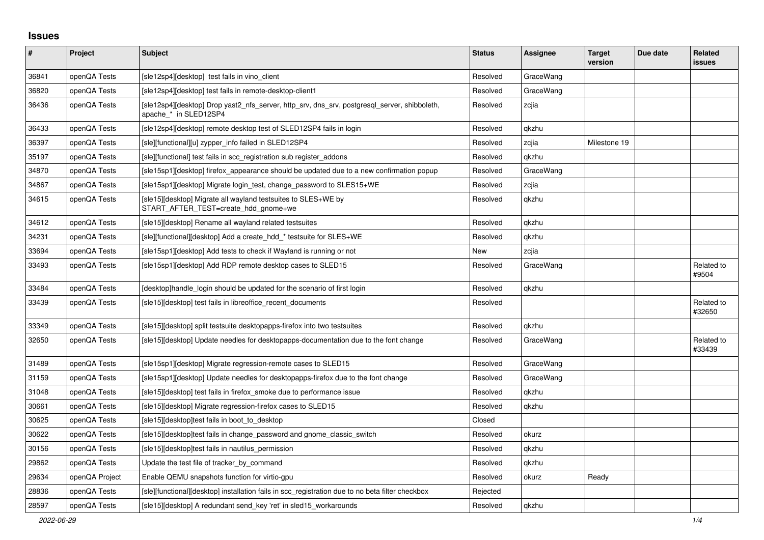## Issues

| # | Project | Subject | Status | Assignee | Target version | Due date | Related issues |
|---|---|---|---|---|---|---|---|
| 36841 | openQA Tests | [sle12sp4][desktop] test fails in vino_client | Resolved | GraceWang | | | |
| 36820 | openQA Tests | [sle12sp4][desktop] test fails in remote-desktop-client1 | Resolved | GraceWang | | | |
| 36436 | openQA Tests | [sle12sp4][desktop] Drop yast2_nfs_server, http_srv, dns_srv, postgresql_server, shibboleth, apache_* in SLED12SP4 | Resolved | zcjia | | | |
| 36433 | openQA Tests | [sle12sp4][desktop] remote desktop test of SLED12SP4 fails in login | Resolved | qkzhu | | | |
| 36397 | openQA Tests | [sle][functional][u] zypper_info failed in SLED12SP4 | Resolved | zcjia | Milestone 19 | | |
| 35197 | openQA Tests | [sle][functional] test fails in scc_registration sub register_addons | Resolved | qkzhu | | | |
| 34870 | openQA Tests | [sle15sp1][desktop] firefox_appearance should be updated due to a new confirmation popup | Resolved | GraceWang | | | |
| 34867 | openQA Tests | [sle15sp1][desktop] Migrate login_test, change_password to SLES15+WE | Resolved | zcjia | | | |
| 34615 | openQA Tests | [sle15][desktop] Migrate all wayland testsuites to SLES+WE by START_AFTER_TEST=create_hdd_gnome+we | Resolved | qkzhu | | | |
| 34612 | openQA Tests | [sle15][desktop] Rename all wayland related testsuites | Resolved | qkzhu | | | |
| 34231 | openQA Tests | [sle][functional][desktop] Add a create_hdd_* testsuite for SLES+WE | Resolved | qkzhu | | | |
| 33694 | openQA Tests | [sle15sp1][desktop] Add tests to check if Wayland is running or not | New | zcjia | | | |
| 33493 | openQA Tests | [sle15sp1][desktop] Add RDP remote desktop cases to SLED15 | Resolved | GraceWang | | | Related to #9504 |
| 33484 | openQA Tests | [desktop]handle_login should be updated for the scenario of first login | Resolved | qkzhu | | | |
| 33439 | openQA Tests | [sle15][desktop] test fails in libreoffice_recent_documents | Resolved | | | | Related to #32650 |
| 33349 | openQA Tests | [sle15][desktop] split testsuite desktopapps-firefox into two testsuites | Resolved | qkzhu | | | |
| 32650 | openQA Tests | [sle15][desktop] Update needles for desktopapps-documentation due to the font change | Resolved | GraceWang | | | Related to #33439 |
| 31489 | openQA Tests | [sle15sp1][desktop] Migrate regression-remote cases to SLED15 | Resolved | GraceWang | | | |
| 31159 | openQA Tests | [sle15sp1][desktop] Update needles for desktopapps-firefox due to the font change | Resolved | GraceWang | | | |
| 31048 | openQA Tests | [sle15][desktop] test fails in firefox_smoke due to performance issue | Resolved | qkzhu | | | |
| 30661 | openQA Tests | [sle15][desktop] Migrate regression-firefox cases to SLED15 | Resolved | qkzhu | | | |
| 30625 | openQA Tests | [sle15][desktop]test fails in boot_to_desktop | Closed | | | | |
| 30622 | openQA Tests | [sle15][desktop]test fails in change_password and gnome_classic_switch | Resolved | okurz | | | |
| 30156 | openQA Tests | [sle15][desktop]test fails in nautilus_permission | Resolved | qkzhu | | | |
| 29862 | openQA Tests | Update the test file of tracker_by_command | Resolved | qkzhu | | | |
| 29634 | openQA Project | Enable QEMU snapshots function for virtio-gpu | Resolved | okurz | Ready | | |
| 28836 | openQA Tests | [sle][functional][desktop] installation fails in scc_registration due to no beta filter checkbox | Rejected | | | | |
| 28597 | openQA Tests | [sle15][desktop] A redundant send_key 'ret' in sled15_workarounds | Resolved | qkzhu | | | |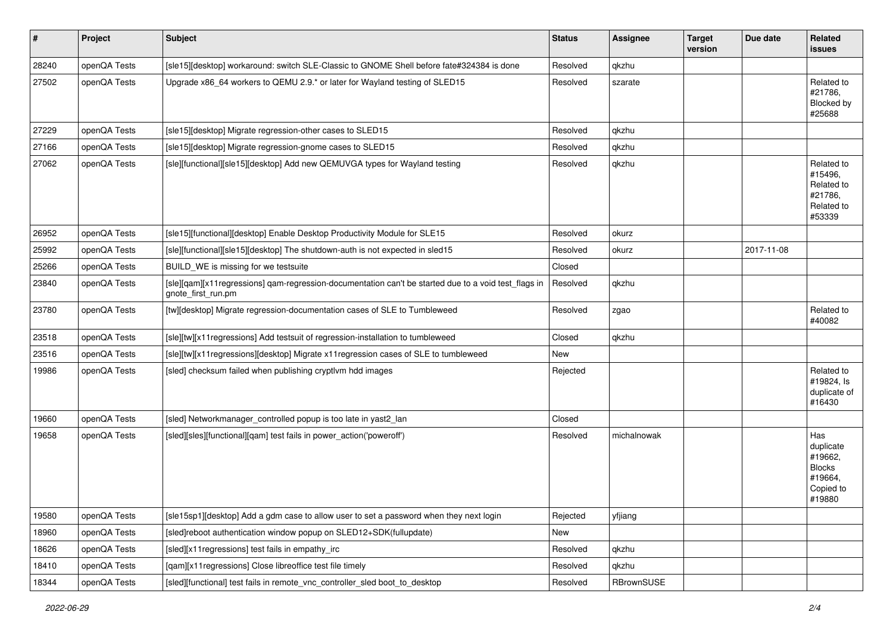| # | Project | Subject | Status | Assignee | Target version | Due date | Related issues |
|---|---|---|---|---|---|---|---|
| 28240 | openQA Tests | [sle15][desktop] workaround: switch SLE-Classic to GNOME Shell before fate#324384 is done | Resolved | qkzhu | | | |
| 27502 | openQA Tests | Upgrade x86_64 workers to QEMU 2.9.* or later for Wayland testing of SLED15 | Resolved | szarate | | | Related to #21786, Blocked by #25688 |
| 27229 | openQA Tests | [sle15][desktop] Migrate regression-other cases to SLED15 | Resolved | qkzhu | | | |
| 27166 | openQA Tests | [sle15][desktop] Migrate regression-gnome cases to SLED15 | Resolved | qkzhu | | | |
| 27062 | openQA Tests | [sle][functional][sle15][desktop] Add new QEMUVGA types for Wayland testing | Resolved | qkzhu | | | Related to #15496, Related to #21786, Related to #53339 |
| 26952 | openQA Tests | [sle15][functional][desktop] Enable Desktop Productivity Module for SLE15 | Resolved | okurz | | | |
| 25992 | openQA Tests | [sle][functional][sle15][desktop] The shutdown-auth is not expected in sled15 | Resolved | okurz | | 2017-11-08 | |
| 25266 | openQA Tests | BUILD_WE is missing for we testsuite | Closed | | | | |
| 23840 | openQA Tests | [sle][qam][x11regressions] qam-regression-documentation can't be started due to a void test_flags in gnote_first_run.pm | Resolved | qkzhu | | | |
| 23780 | openQA Tests | [tw][desktop] Migrate regression-documentation cases of SLE to Tumbleweed | Resolved | zgao | | | Related to #40082 |
| 23518 | openQA Tests | [sle][tw][x11regressions] Add testsuit of regression-installation to tumbleweed | Closed | qkzhu | | | |
| 23516 | openQA Tests | [sle][tw][x11regressions][desktop] Migrate x11regression cases of SLE to tumbleweed | New | | | | |
| 19986 | openQA Tests | [sled] checksum failed when publishing cryptlvm hdd images | Rejected | | | | Related to #19824, Is duplicate of #16430 |
| 19660 | openQA Tests | [sled] Networkmanager_controlled popup is too late in yast2_lan | Closed | | | | |
| 19658 | openQA Tests | [sled][sles][functional][qam] test fails in power_action('poweroff') | Resolved | michalnowak | | | Has duplicate #19662, Blocks #19664, Copied to #19880 |
| 19580 | openQA Tests | [sle15sp1][desktop] Add a gdm case to allow user to set a password when they next login | Rejected | yfjiang | | | |
| 18960 | openQA Tests | [sled]reboot authentication window popup on SLED12+SDK(fullupdate) | New | | | | |
| 18626 | openQA Tests | [sled][x11regressions] test fails in empathy_irc | Resolved | qkzhu | | | |
| 18410 | openQA Tests | [qam][x11regressions] Close libreoffice test file timely | Resolved | qkzhu | | | |
| 18344 | openQA Tests | [sled][functional] test fails in remote_vnc_controller_sled boot_to_desktop | Resolved | RBrownSUSE | | | |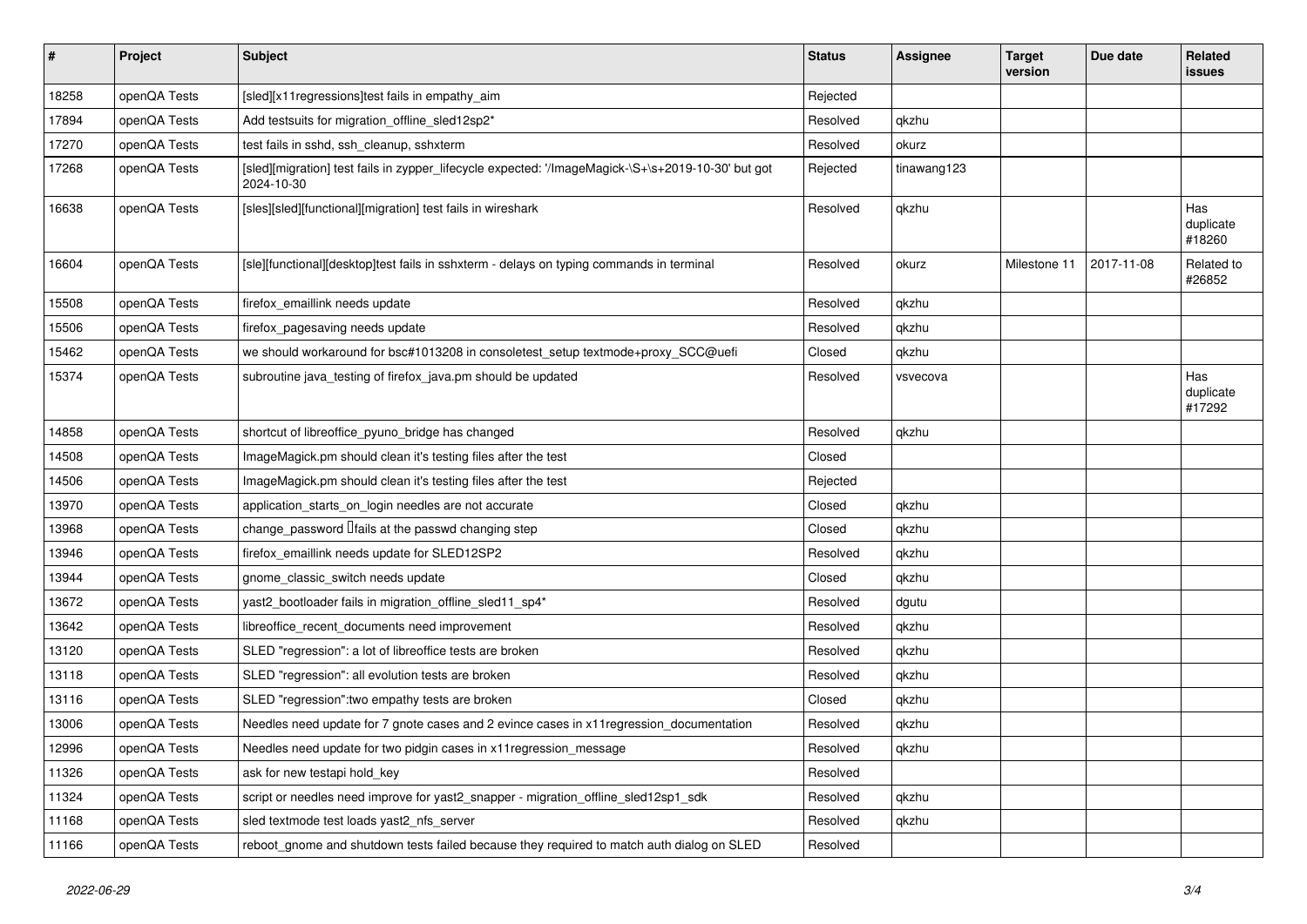| # | Project | Subject | Status | Assignee | Target version | Due date | Related issues |
|---|---|---|---|---|---|---|---|
| 18258 | openQA Tests | [sled][x11regressions]test fails in empathy_aim | Rejected | | | | |
| 17894 | openQA Tests | Add testsuits for migration_offline_sled12sp2* | Resolved | qkzhu | | | |
| 17270 | openQA Tests | test fails in sshd, ssh_cleanup, sshxterm | Resolved | okurz | | | |
| 17268 | openQA Tests | [sled][migration] test fails in zypper_lifecycle expected: '/ImageMagick-\S+\s+2019-10-30' but got 2024-10-30 | Rejected | tinawang123 | | | |
| 16638 | openQA Tests | [sles][sled][functional][migration] test fails in wireshark | Resolved | qkzhu | | | Has duplicate #18260 |
| 16604 | openQA Tests | [sle][functional][desktop]test fails in sshxterm - delays on typing commands in terminal | Resolved | okurz | Milestone 11 | 2017-11-08 | Related to #26852 |
| 15508 | openQA Tests | firefox_emaillink needs update | Resolved | qkzhu | | | |
| 15506 | openQA Tests | firefox_pagesaving needs update | Resolved | qkzhu | | | |
| 15462 | openQA Tests | we should workaround for bsc#1013208 in consoletest_setup textmode+proxy_SCC@uefi | Closed | qkzhu | | | |
| 15374 | openQA Tests | subroutine java_testing of firefox_java.pm should be updated | Resolved | vsvecova | | | Has duplicate #17292 |
| 14858 | openQA Tests | shortcut of libreoffice_pyuno_bridge has changed | Resolved | qkzhu | | | |
| 14508 | openQA Tests | ImageMagick.pm should clean it's testing files after the test | Closed | | | | |
| 14506 | openQA Tests | ImageMagick.pm should clean it's testing files after the test | Rejected | | | | |
| 13970 | openQA Tests | application_starts_on_login needles are not accurate | Closed | qkzhu | | | |
| 13968 | openQA Tests | change_password fails at the passwd changing step | Closed | qkzhu | | | |
| 13946 | openQA Tests | firefox_emaillink needs update for SLED12SP2 | Resolved | qkzhu | | | |
| 13944 | openQA Tests | gnome_classic_switch needs update | Closed | qkzhu | | | |
| 13672 | openQA Tests | yast2_bootloader fails in migration_offline_sled11_sp4* | Resolved | dgutu | | | |
| 13642 | openQA Tests | libreoffice_recent_documents need improvement | Resolved | qkzhu | | | |
| 13120 | openQA Tests | SLED "regression": a lot of libreoffice tests are broken | Resolved | qkzhu | | | |
| 13118 | openQA Tests | SLED "regression": all evolution tests are broken | Resolved | qkzhu | | | |
| 13116 | openQA Tests | SLED "regression":two empathy tests are broken | Closed | qkzhu | | | |
| 13006 | openQA Tests | Needles need update for 7 gnote cases and 2 evince cases in x11regression_documentation | Resolved | qkzhu | | | |
| 12996 | openQA Tests | Needles need update for two pidgin cases in x11regression_message | Resolved | qkzhu | | | |
| 11326 | openQA Tests | ask for new testapi hold_key | Resolved | | | | |
| 11324 | openQA Tests | script or needles need improve for yast2_snapper - migration_offline_sled12sp1_sdk | Resolved | qkzhu | | | |
| 11168 | openQA Tests | sled textmode test loads yast2_nfs_server | Resolved | qkzhu | | | |
| 11166 | openQA Tests | reboot_gnome and shutdown tests failed because they required to match auth dialog on SLED | Resolved | | | | |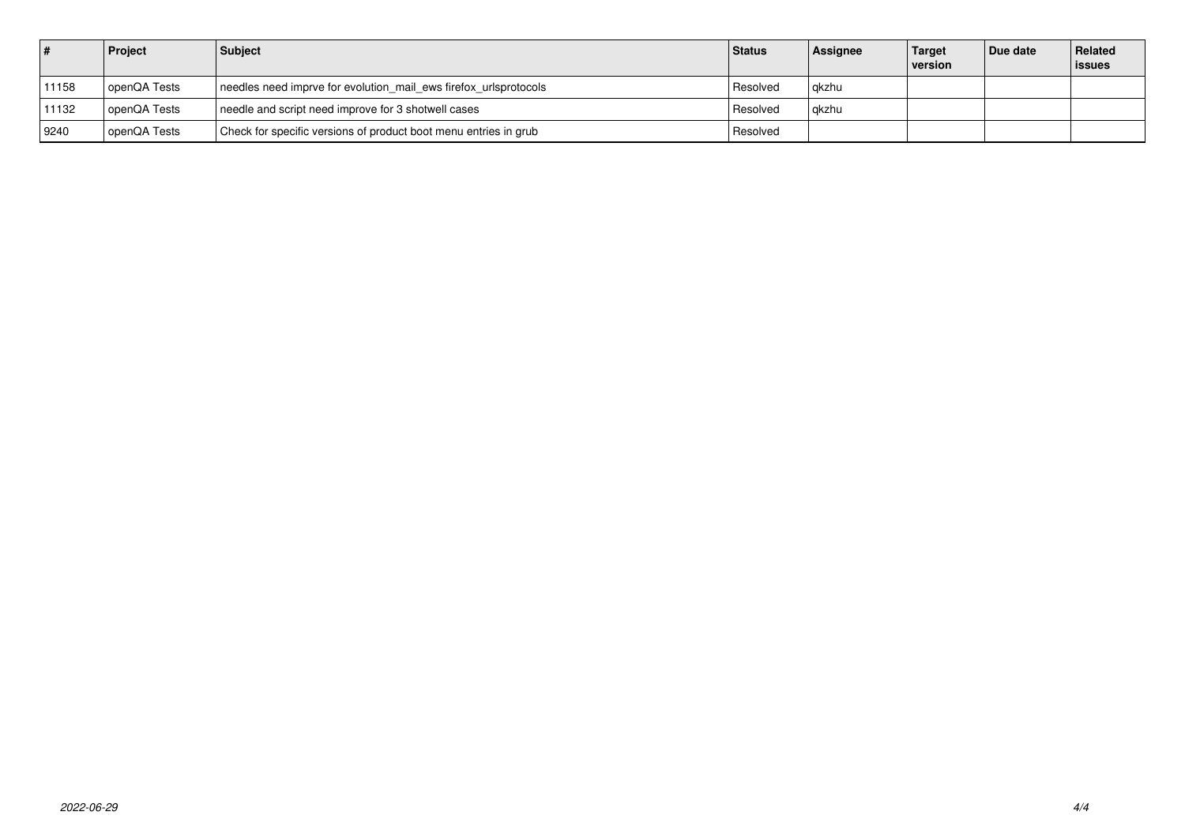| # | Project | Subject | Status | Assignee | Target version | Due date | Related issues |
|---|---|---|---|---|---|---|---|
| 11158 | openQA Tests | needles need imprve for evolution_mail_ews firefox_urlsprotocols | Resolved | qkzhu | | | |
| 11132 | openQA Tests | needle and script need improve for 3 shotwell cases | Resolved | qkzhu | | | |
| 9240 | openQA Tests | Check for specific versions of product boot menu entries in grub | Resolved | | | | |